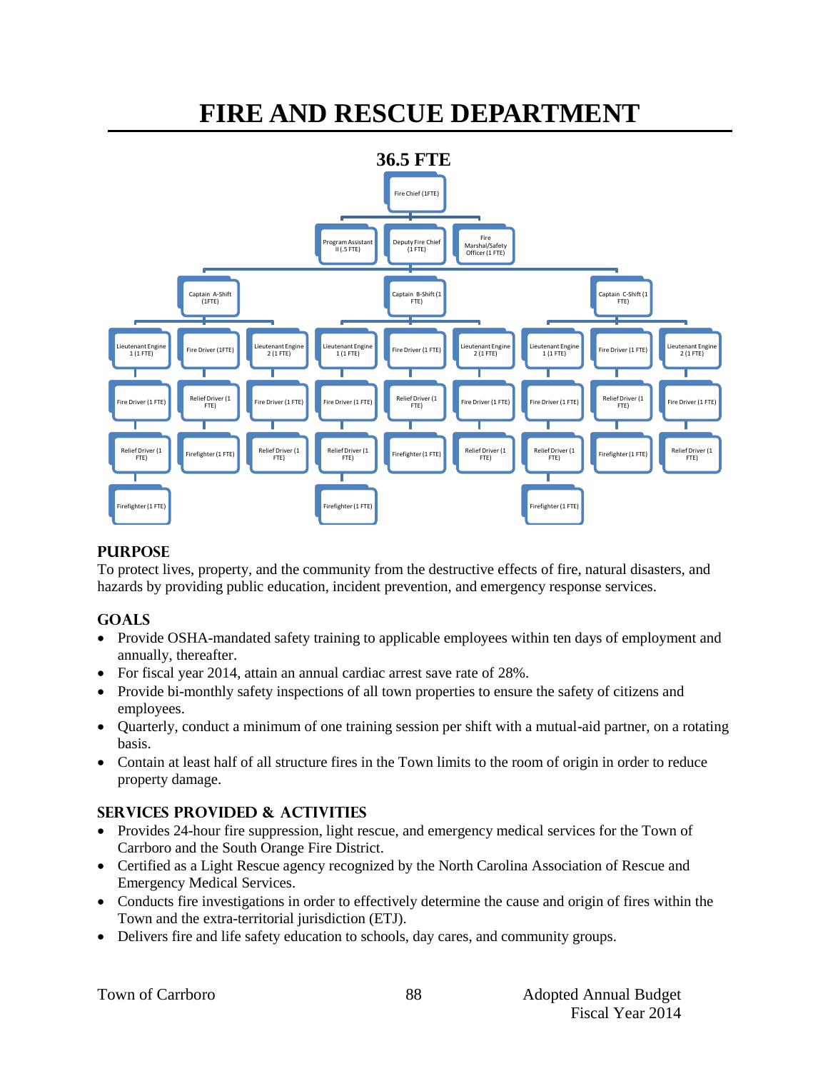# FIRE AND RESCUE DEPARTMENT

**36.5 FTE**

- Fire Chief (1FTE)
  - Program Assistant II (.5 FTE)
  - Deputy Fire Chief (1 FTE)
  - Fire Marshal/Safety Officer (1 FTE)
  - Captain A-Shift (1FTE)
    - Lieutenant Engine 1 (1 FTE)
      - Fire Driver (1 FTE)
        - Relief Driver (1 FTE)
          - Firefighter (1 FTE)
    - Fire Driver (1FTE)
      - Relief Driver (1 FTE)
        - Firefighter (1 FTE)
    - Lieutenant Engine 2 (1 FTE)
      - Fire Driver (1 FTE)
        - Relief Driver (1 FTE)
  - Captain B-Shift (1 FTE)
    - Lieutenant Engine 1 (1 FTE)
      - Fire Driver (1 FTE)
        - Relief Driver (1 FTE)
          - Firefighter (1 FTE)
    - Fire Driver (1 FTE)
      - Relief Driver (1 FTE)
        - Firefighter (1 FTE)
    - Lieutenant Engine 2 (1 FTE)
      - Fire Driver (1 FTE)
        - Relief Driver (1 FTE)
  - Captain C-Shift (1 FTE)
    - Lieutenant Engine 1 (1 FTE)
      - Fire Driver (1 FTE)
        - Relief Driver (1 FTE)
          - Firefighter (1 FTE)
    - Fire Driver (1 FTE)
      - Relief Driver (1 FTE)
        - Firefighter (1 FTE)
    - Lieutenant Engine 2 (1 FTE)
      - Fire Driver (1 FTE)
        - Relief Driver (1 FTE)

## PURPOSE

To protect lives, property, and the community from the destructive effects of fire, natural disasters, and hazards by providing public education, incident prevention, and emergency response services.

## GOALS

- Provide OSHA-mandated safety training to applicable employees within ten days of employment and annually, thereafter.
- For fiscal year 2014, attain an annual cardiac arrest save rate of 28%.
- Provide bi-monthly safety inspections of all town properties to ensure the safety of citizens and employees.
- Quarterly, conduct a minimum of one training session per shift with a mutual-aid partner, on a rotating basis.
- Contain at least half of all structure fires in the Town limits to the room of origin in order to reduce property damage.

## SERVICES PROVIDED & ACTIVITIES

- Provides 24-hour fire suppression, light rescue, and emergency medical services for the Town of Carrboro and the South Orange Fire District.
- Certified as a Light Rescue agency recognized by the North Carolina Association of Rescue and Emergency Medical Services.
- Conducts fire investigations in order to effectively determine the cause and origin of fires within the Town and the extra-territorial jurisdiction (ETJ).
- Delivers fire and life safety education to schools, day cares, and community groups.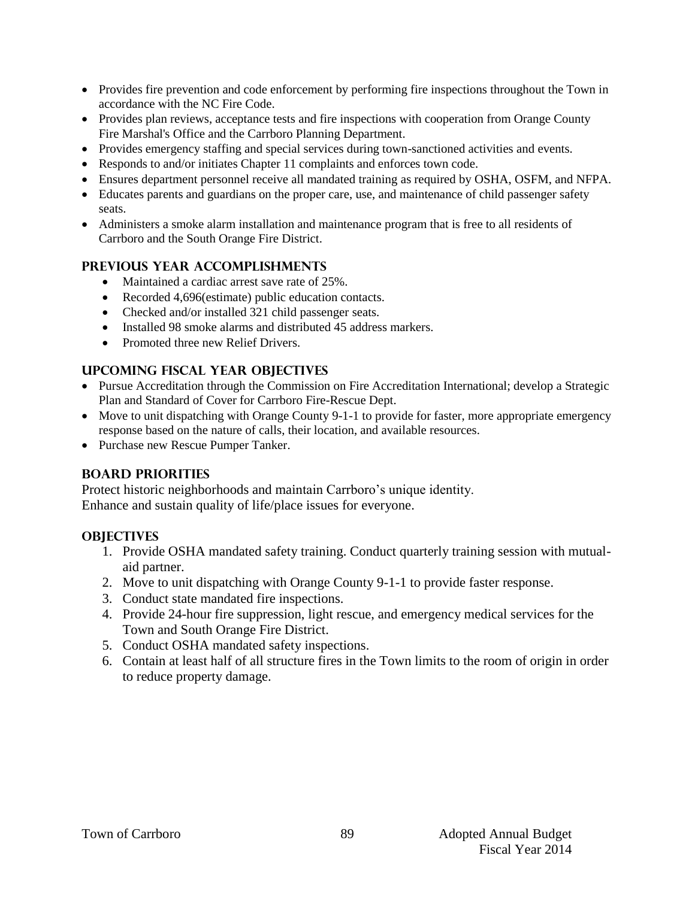- Provides fire prevention and code enforcement by performing fire inspections throughout the Town in accordance with the NC Fire Code.
- Provides plan reviews, acceptance tests and fire inspections with cooperation from Orange County Fire Marshal's Office and the Carrboro Planning Department.
- Provides emergency staffing and special services during town-sanctioned activities and events.
- Responds to and/or initiates Chapter 11 complaints and enforces town code.
- Ensures department personnel receive all mandated training as required by OSHA, OSFM, and NFPA.
- Educates parents and guardians on the proper care, use, and maintenance of child passenger safety seats.
- Administers a smoke alarm installation and maintenance program that is free to all residents of Carrboro and the South Orange Fire District.

## PREVIOUS YEAR ACCOMPLISHMENTS

- Maintained a cardiac arrest save rate of 25%.
- Recorded 4,696(estimate) public education contacts.
- Checked and/or installed 321 child passenger seats.
- Installed 98 smoke alarms and distributed 45 address markers.
- Promoted three new Relief Drivers.

## UPCOMING FISCAL YEAR OBJECTIVES

- Pursue Accreditation through the Commission on Fire Accreditation International; develop a Strategic Plan and Standard of Cover for Carrboro Fire-Rescue Dept.
- Move to unit dispatching with Orange County 9-1-1 to provide for faster, more appropriate emergency response based on the nature of calls, their location, and available resources.
- Purchase new Rescue Pumper Tanker.

## BOARD PRIORITIES

Protect historic neighborhoods and maintain Carrboro's unique identity.
Enhance and sustain quality of life/place issues for everyone.

## OBJECTIVES

1. Provide OSHA mandated safety training. Conduct quarterly training session with mutual-aid partner.
2. Move to unit dispatching with Orange County 9-1-1 to provide faster response.
3. Conduct state mandated fire inspections.
4. Provide 24-hour fire suppression, light rescue, and emergency medical services for the Town and South Orange Fire District.
5. Conduct OSHA mandated safety inspections.
6. Contain at least half of all structure fires in the Town limits to the room of origin in order to reduce property damage.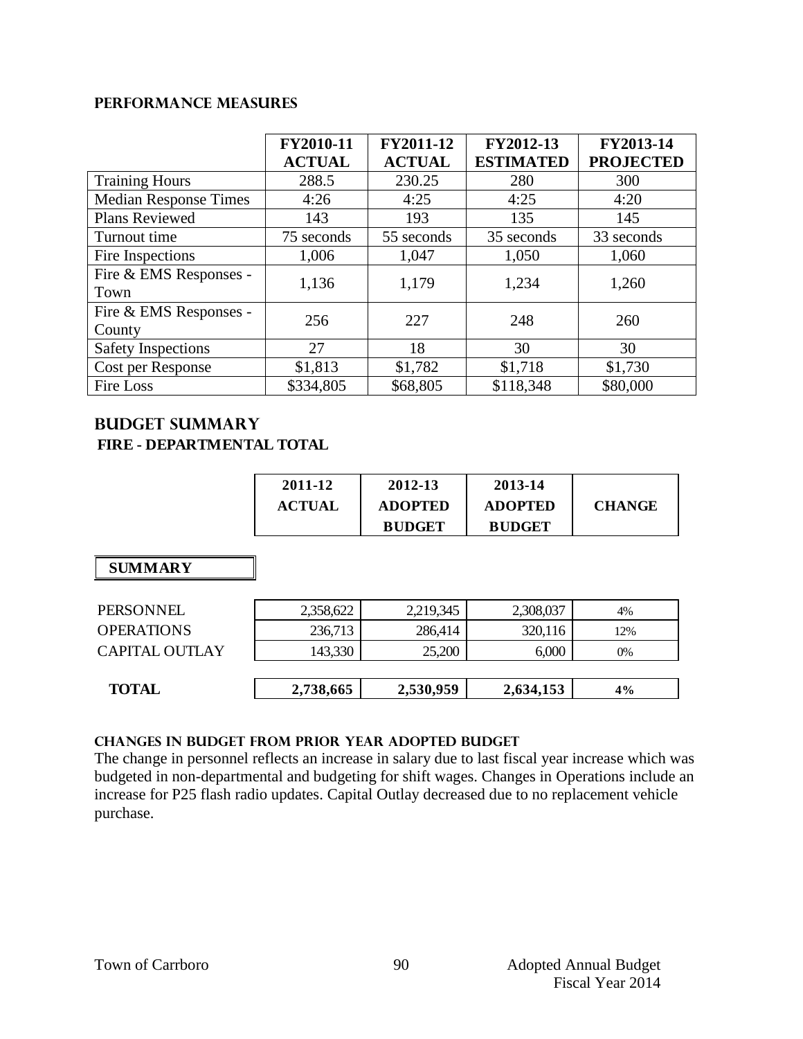## PERFORMANCE MEASURES

| | FY2010-11 ACTUAL | FY2011-12 ACTUAL | FY2012-13 ESTIMATED | FY2013-14 PROJECTED |
|---|---|---|---|---|
| Training Hours | 288.5 | 230.25 | 280 | 300 |
| Median Response Times | 4:26 | 4:25 | 4:25 | 4:20 |
| Plans Reviewed | 143 | 193 | 135 | 145 |
| Turnout time | 75 seconds | 55 seconds | 35 seconds | 33 seconds |
| Fire Inspections | 1,006 | 1,047 | 1,050 | 1,060 |
| Fire & EMS Responses - Town | 1,136 | 1,179 | 1,234 | 1,260 |
| Fire & EMS Responses - County | 256 | 227 | 248 | 260 |
| Safety Inspections | 27 | 18 | 30 | 30 |
| Cost per Response | $1,813 | $1,782 | $1,718 | $1,730 |
| Fire Loss | $334,805 | $68,805 | $118,348 | $80,000 |

## BUDGET SUMMARY

### FIRE - DEPARTMENTAL TOTAL

| | 2011-12 ACTUAL | 2012-13 ADOPTED BUDGET | 2013-14 ADOPTED BUDGET | CHANGE |
|---|---|---|---|---|
| **SUMMARY** | | | | |
| PERSONNEL | 2,358,622 | 2,219,345 | 2,308,037 | 4% |
| OPERATIONS | 236,713 | 286,414 | 320,116 | 12% |
| CAPITAL OUTLAY | 143,330 | 25,200 | 6,000 | 0% |
| **TOTAL** | **2,738,665** | **2,530,959** | **2,634,153** | **4%** |

#### CHANGES IN BUDGET FROM PRIOR YEAR ADOPTED BUDGET

The change in personnel reflects an increase in salary due to last fiscal year increase which was budgeted in non-departmental and budgeting for shift wages. Changes in Operations include an increase for P25 flash radio updates. Capital Outlay decreased due to no replacement vehicle purchase.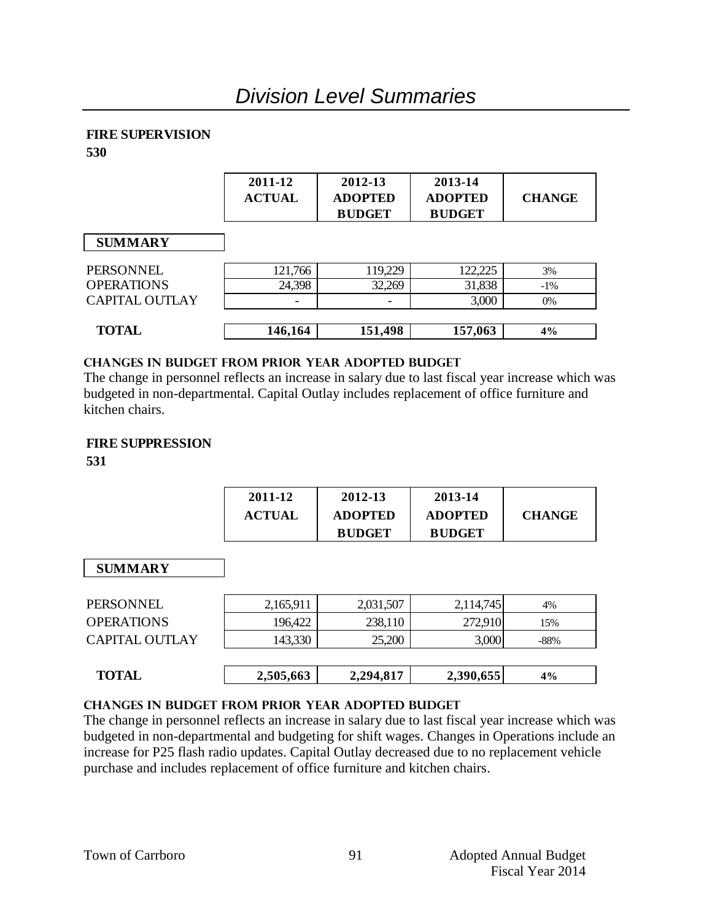# *Division Level Summaries*

**FIRE SUPERVISION**
**530**

| | 2011-12 ACTUAL | 2012-13 ADOPTED BUDGET | 2013-14 ADOPTED BUDGET | CHANGE |
|---|---|---|---|---|
| **SUMMARY** | | | | |
| PERSONNEL | 121,766 | 119,229 | 122,225 | 3% |
| OPERATIONS | 24,398 | 32,269 | 31,838 | -1% |
| CAPITAL OUTLAY | - | - | 3,000 | 0% |
| **TOTAL** | **146,164** | **151,498** | **157,063** | **4%** |

**CHANGES IN BUDGET FROM PRIOR YEAR ADOPTED BUDGET**

The change in personnel reflects an increase in salary due to last fiscal year increase which was budgeted in non-departmental. Capital Outlay includes replacement of office furniture and kitchen chairs.

**FIRE SUPPRESSION**
**531**

| | 2011-12 ACTUAL | 2012-13 ADOPTED BUDGET | 2013-14 ADOPTED BUDGET | CHANGE |
|---|---|---|---|---|
| **SUMMARY** | | | | |
| PERSONNEL | 2,165,911 | 2,031,507 | 2,114,745 | 4% |
| OPERATIONS | 196,422 | 238,110 | 272,910 | 15% |
| CAPITAL OUTLAY | 143,330 | 25,200 | 3,000 | -88% |
| **TOTAL** | **2,505,663** | **2,294,817** | **2,390,655** | **4%** |

**CHANGES IN BUDGET FROM PRIOR YEAR ADOPTED BUDGET**

The change in personnel reflects an increase in salary due to last fiscal year increase which was budgeted in non-departmental and budgeting for shift wages. Changes in Operations include an increase for P25 flash radio updates. Capital Outlay decreased due to no replacement vehicle purchase and includes replacement of office furniture and kitchen chairs.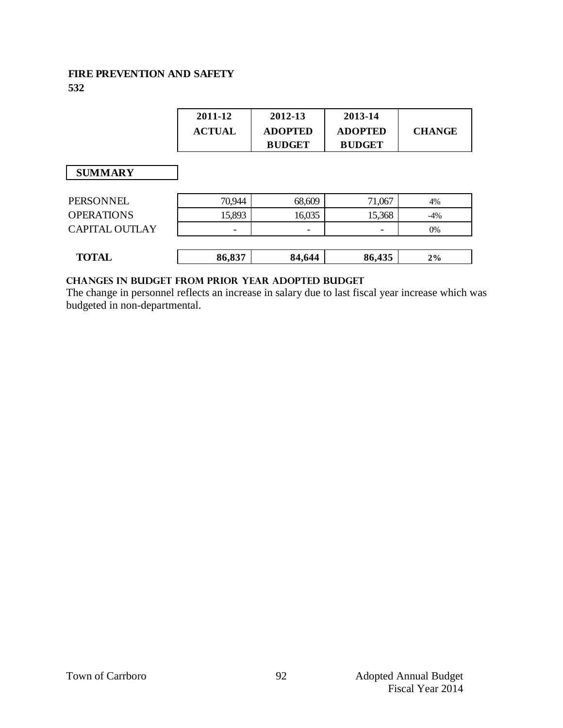# FIRE PREVENTION AND SAFETY
**532**

| | 2011-12 ACTUAL | 2012-13 ADOPTED BUDGET | 2013-14 ADOPTED BUDGET | CHANGE |
|---|---|---|---|---|
| **SUMMARY** | | | | |
| PERSONNEL | 70,944 | 68,609 | 71,067 | 4% |
| OPERATIONS | 15,893 | 16,035 | 15,368 | -4% |
| CAPITAL OUTLAY | - | - | - | 0% |
| **TOTAL** | **86,837** | **84,644** | **86,435** | **2%** |

### CHANGES IN BUDGET FROM PRIOR YEAR ADOPTED BUDGET

The change in personnel reflects an increase in salary due to last fiscal year increase which was budgeted in non-departmental.